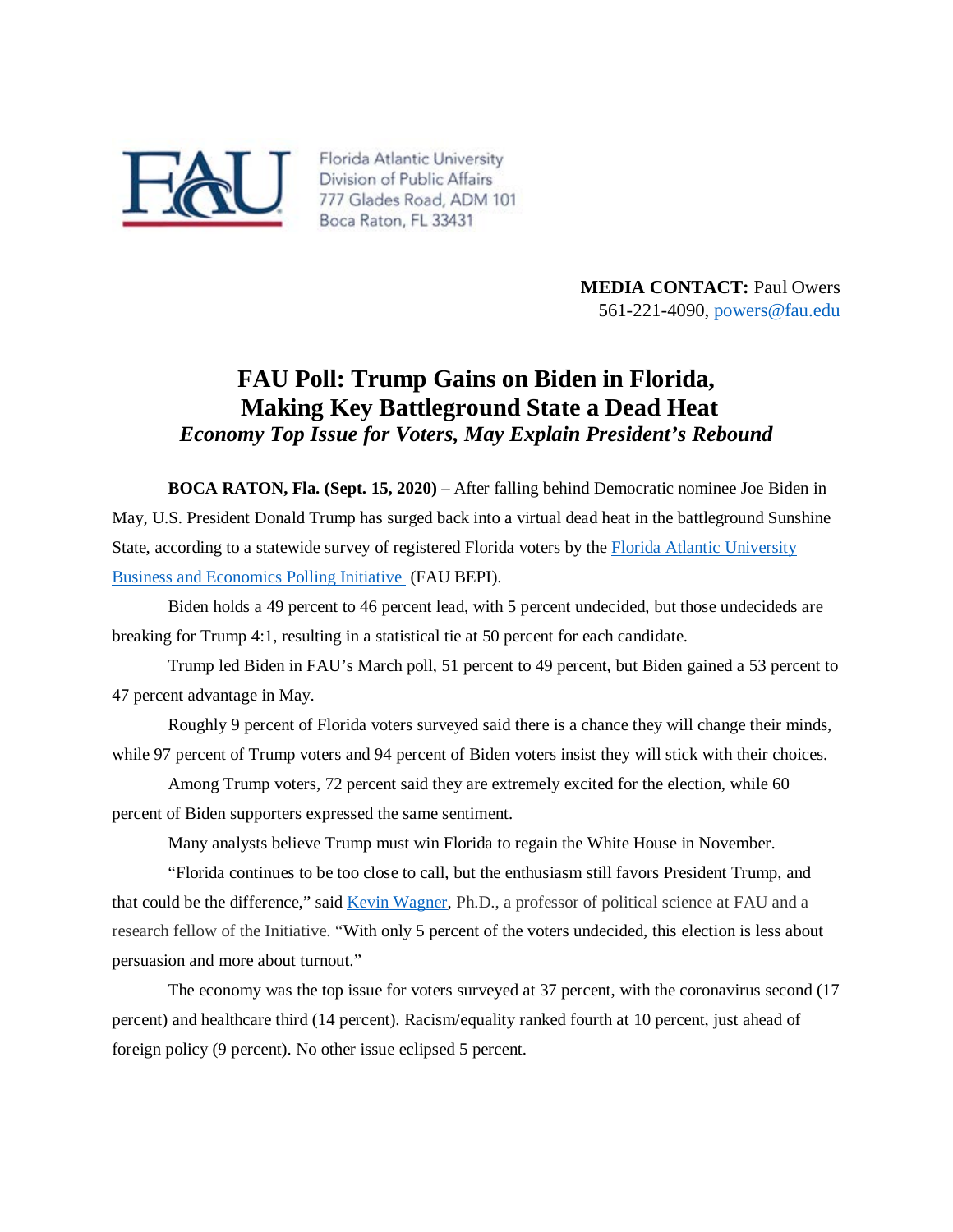Florida Atlantic University
Division of Public Affairs
777 Glades Road, ADM 101
Boca Raton, FL 33431

**MEDIA CONTACT:** Paul Owers
561-221-4090, powers@fau.edu

# FAU Poll: Trump Gains on Biden in Florida, Making Key Battleground State a Dead Heat

***Economy Top Issue for Voters, May Explain President's Rebound***

**BOCA RATON, Fla. (Sept. 15, 2020)** – After falling behind Democratic nominee Joe Biden in May, U.S. President Donald Trump has surged back into a virtual dead heat in the battleground Sunshine State, according to a statewide survey of registered Florida voters by the Florida Atlantic University Business and Economics Polling Initiative (FAU BEPI).

Biden holds a 49 percent to 46 percent lead, with 5 percent undecided, but those undecideds are breaking for Trump 4:1, resulting in a statistical tie at 50 percent for each candidate.

Trump led Biden in FAU's March poll, 51 percent to 49 percent, but Biden gained a 53 percent to 47 percent advantage in May.

Roughly 9 percent of Florida voters surveyed said there is a chance they will change their minds, while 97 percent of Trump voters and 94 percent of Biden voters insist they will stick with their choices.

Among Trump voters, 72 percent said they are extremely excited for the election, while 60 percent of Biden supporters expressed the same sentiment.

Many analysts believe Trump must win Florida to regain the White House in November.

"Florida continues to be too close to call, but the enthusiasm still favors President Trump, and that could be the difference," said Kevin Wagner, Ph.D., a professor of political science at FAU and a research fellow of the Initiative. "With only 5 percent of the voters undecided, this election is less about persuasion and more about turnout."

The economy was the top issue for voters surveyed at 37 percent, with the coronavirus second (17 percent) and healthcare third (14 percent). Racism/equality ranked fourth at 10 percent, just ahead of foreign policy (9 percent). No other issue eclipsed 5 percent.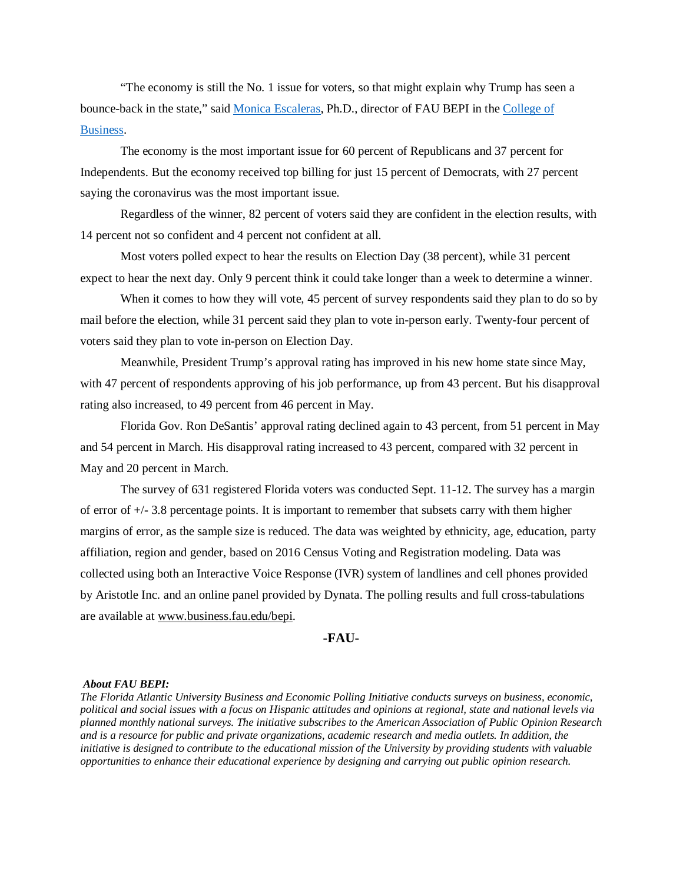"The economy is still the No. 1 issue for voters, so that might explain why Trump has seen a bounce-back in the state," said [Monica Escaleras](), Ph.D., director of FAU BEPI in the [College of Business]().

The economy is the most important issue for 60 percent of Republicans and 37 percent for Independents. But the economy received top billing for just 15 percent of Democrats, with 27 percent saying the coronavirus was the most important issue.

Regardless of the winner, 82 percent of voters said they are confident in the election results, with 14 percent not so confident and 4 percent not confident at all.

Most voters polled expect to hear the results on Election Day (38 percent), while 31 percent expect to hear the next day. Only 9 percent think it could take longer than a week to determine a winner.

When it comes to how they will vote, 45 percent of survey respondents said they plan to do so by mail before the election, while 31 percent said they plan to vote in-person early. Twenty-four percent of voters said they plan to vote in-person on Election Day.

Meanwhile, President Trump's approval rating has improved in his new home state since May, with 47 percent of respondents approving of his job performance, up from 43 percent. But his disapproval rating also increased, to 49 percent from 46 percent in May.

Florida Gov. Ron DeSantis' approval rating declined again to 43 percent, from 51 percent in May and 54 percent in March. His disapproval rating increased to 43 percent, compared with 32 percent in May and 20 percent in March.

The survey of 631 registered Florida voters was conducted Sept. 11-12. The survey has a margin of error of +/- 3.8 percentage points. It is important to remember that subsets carry with them higher margins of error, as the sample size is reduced. The data was weighted by ethnicity, age, education, party affiliation, region and gender, based on 2016 Census Voting and Registration modeling. Data was collected using both an Interactive Voice Response (IVR) system of landlines and cell phones provided by Aristotle Inc. and an online panel provided by Dynata. The polling results and full cross-tabulations are available at www.business.fau.edu/bepi.

**-FAU-**

***About FAU BEPI:***
*The Florida Atlantic University Business and Economic Polling Initiative conducts surveys on business, economic, political and social issues with a focus on Hispanic attitudes and opinions at regional, state and national levels via planned monthly national surveys. The initiative subscribes to the American Association of Public Opinion Research and is a resource for public and private organizations, academic research and media outlets. In addition, the initiative is designed to contribute to the educational mission of the University by providing students with valuable opportunities to enhance their educational experience by designing and carrying out public opinion research.*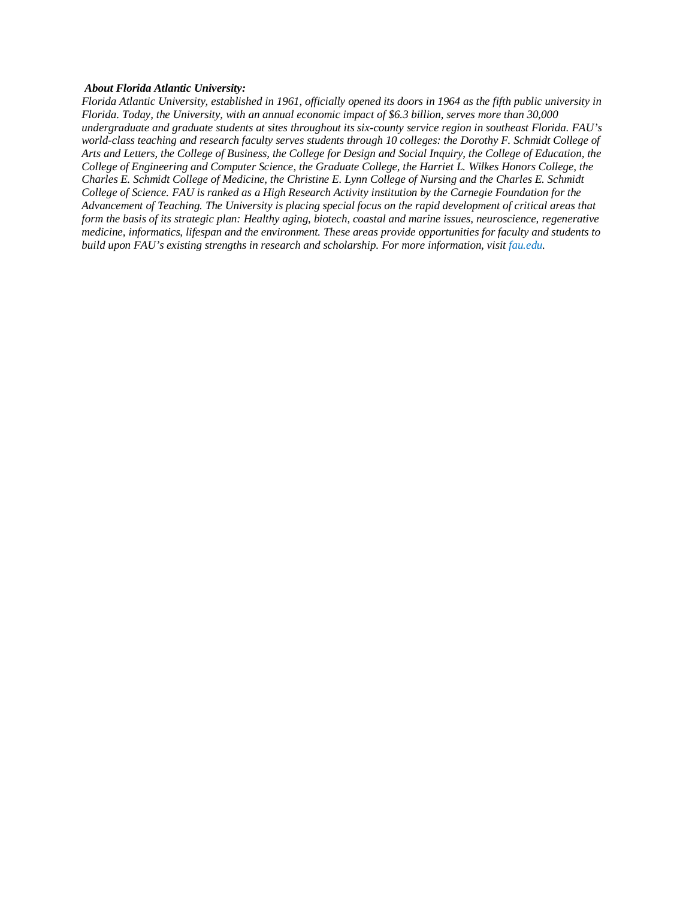***About Florida Atlantic University:***

*Florida Atlantic University, established in 1961, officially opened its doors in 1964 as the fifth public university in Florida. Today, the University, with an annual economic impact of $6.3 billion, serves more than 30,000 undergraduate and graduate students at sites throughout its six-county service region in southeast Florida. FAU's world-class teaching and research faculty serves students through 10 colleges: the Dorothy F. Schmidt College of Arts and Letters, the College of Business, the College for Design and Social Inquiry, the College of Education, the College of Engineering and Computer Science, the Graduate College, the Harriet L. Wilkes Honors College, the Charles E. Schmidt College of Medicine, the Christine E. Lynn College of Nursing and the Charles E. Schmidt College of Science. FAU is ranked as a High Research Activity institution by the Carnegie Foundation for the Advancement of Teaching. The University is placing special focus on the rapid development of critical areas that form the basis of its strategic plan: Healthy aging, biotech, coastal and marine issues, neuroscience, regenerative medicine, informatics, lifespan and the environment. These areas provide opportunities for faculty and students to build upon FAU's existing strengths in research and scholarship. For more information, visit fau.edu.*